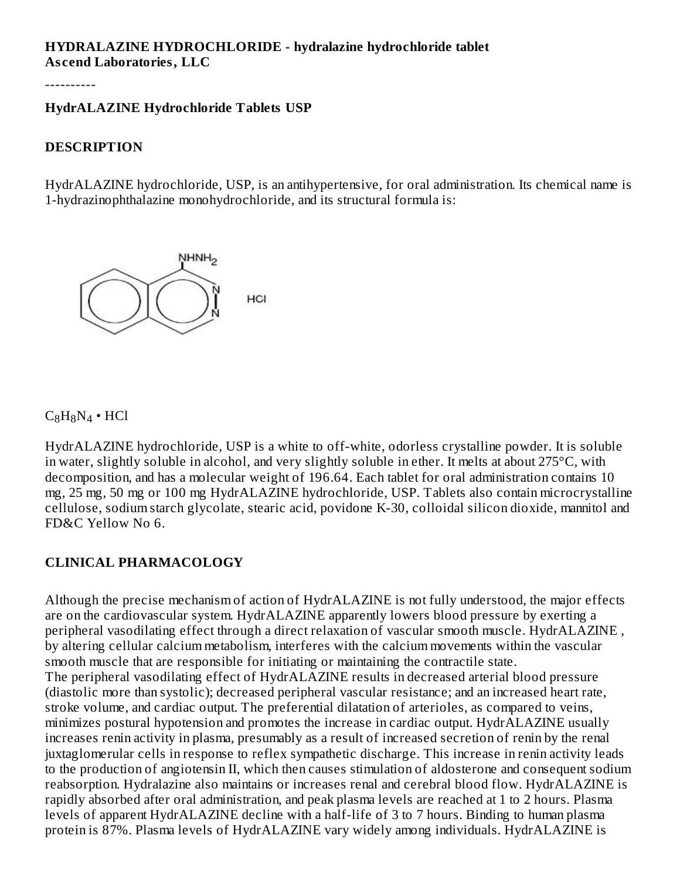**HYDRALAZINE HYDROCHLORIDE - hydralazine hydrochloride tablet**
**Ascend Laboratories, LLC**

----------

**HydrALAZINE Hydrochloride Tablets USP**

**DESCRIPTION**

HydrALAZINE hydrochloride, USP, is an antihypertensive, for oral administration. Its chemical name is 1-hydrazinophthalazine monohydrochloride, and its structural formula is:

$C_8H_8N_4$ • HCl

HydrALAZINE hydrochloride, USP is a white to off-white, odorless crystalline powder. It is soluble in water, slightly soluble in alcohol, and very slightly soluble in ether. It melts at about 275°C, with decomposition, and has a molecular weight of 196.64. Each tablet for oral administration contains 10 mg, 25 mg, 50 mg or 100 mg HydrALAZINE hydrochloride, USP. Tablets also contain microcrystalline cellulose, sodium starch glycolate, stearic acid, povidone K-30, colloidal silicon dioxide, mannitol and FD&C Yellow No 6.

**CLINICAL PHARMACOLOGY**

Although the precise mechanism of action of HydrALAZINE is not fully understood, the major effects are on the cardiovascular system. HydrALAZINE apparently lowers blood pressure by exerting a peripheral vasodilating effect through a direct relaxation of vascular smooth muscle. HydrALAZINE , by altering cellular calcium metabolism, interferes with the calcium movements within the vascular smooth muscle that are responsible for initiating or maintaining the contractile state.
The peripheral vasodilating effect of HydrALAZINE results in decreased arterial blood pressure (diastolic more than systolic); decreased peripheral vascular resistance; and an increased heart rate, stroke volume, and cardiac output. The preferential dilatation of arterioles, as compared to veins, minimizes postural hypotension and promotes the increase in cardiac output. HydrALAZINE usually increases renin activity in plasma, presumably as a result of increased secretion of renin by the renal juxtaglomerular cells in response to reflex sympathetic discharge. This increase in renin activity leads to the production of angiotensin II, which then causes stimulation of aldosterone and consequent sodium reabsorption. Hydralazine also maintains or increases renal and cerebral blood flow. HydrALAZINE is rapidly absorbed after oral administration, and peak plasma levels are reached at 1 to 2 hours. Plasma levels of apparent HydrALAZINE decline with a half-life of 3 to 7 hours. Binding to human plasma protein is 87%. Plasma levels of HydrALAZINE vary widely among individuals. HydrALAZINE is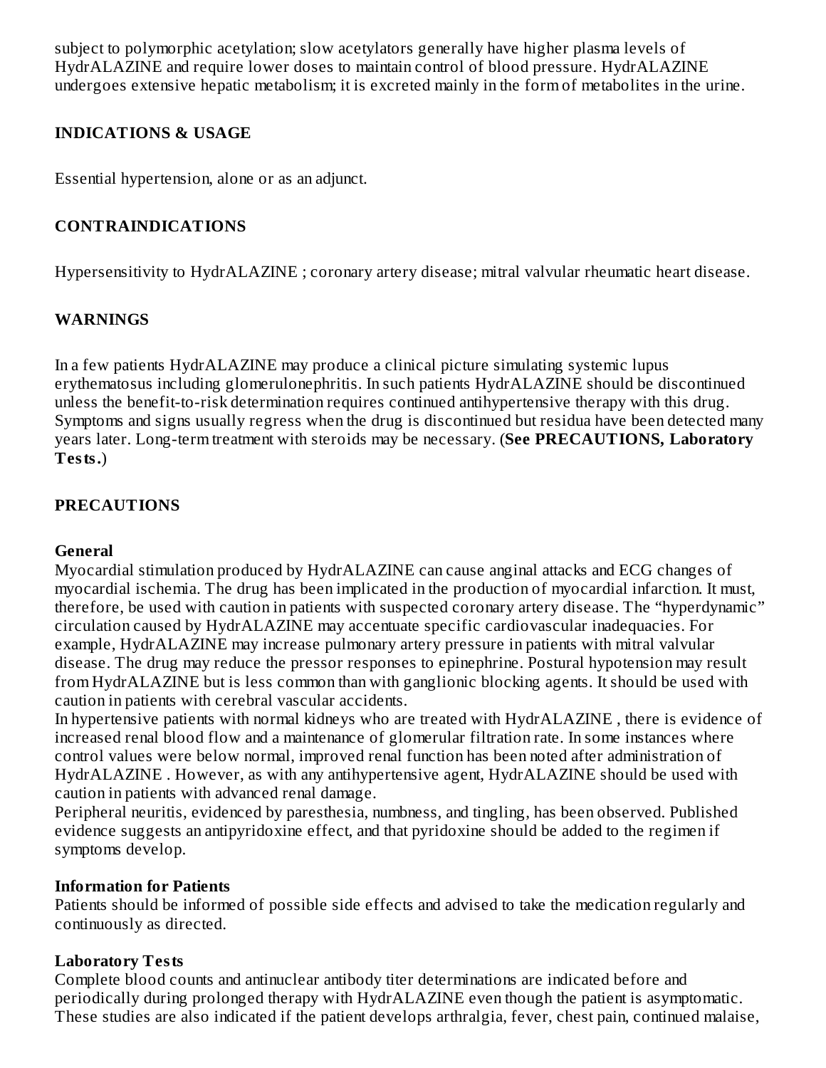subject to polymorphic acetylation; slow acetylators generally have higher plasma levels of HydrALAZINE and require lower doses to maintain control of blood pressure. HydrALAZINE undergoes extensive hepatic metabolism; it is excreted mainly in the form of metabolites in the urine.

## INDICATIONS & USAGE

Essential hypertension, alone or as an adjunct.

## CONTRAINDICATIONS

Hypersensitivity to HydrALAZINE ; coronary artery disease; mitral valvular rheumatic heart disease.

## WARNINGS

In a few patients HydrALAZINE may produce a clinical picture simulating systemic lupus erythematosus including glomerulonephritis. In such patients HydrALAZINE should be discontinued unless the benefit-to-risk determination requires continued antihypertensive therapy with this drug. Symptoms and signs usually regress when the drug is discontinued but residua have been detected many years later. Long-term treatment with steroids may be necessary. (**See PRECAUTIONS, Laboratory Tests.**)

## PRECAUTIONS

### General

Myocardial stimulation produced by HydrALAZINE can cause anginal attacks and ECG changes of myocardial ischemia. The drug has been implicated in the production of myocardial infarction. It must, therefore, be used with caution in patients with suspected coronary artery disease. The "hyperdynamic" circulation caused by HydrALAZINE may accentuate specific cardiovascular inadequacies. For example, HydrALAZINE may increase pulmonary artery pressure in patients with mitral valvular disease. The drug may reduce the pressor responses to epinephrine. Postural hypotension may result from HydrALAZINE but is less common than with ganglionic blocking agents. It should be used with caution in patients with cerebral vascular accidents.

In hypertensive patients with normal kidneys who are treated with HydrALAZINE , there is evidence of increased renal blood flow and a maintenance of glomerular filtration rate. In some instances where control values were below normal, improved renal function has been noted after administration of HydrALAZINE . However, as with any antihypertensive agent, HydrALAZINE should be used with caution in patients with advanced renal damage.

Peripheral neuritis, evidenced by paresthesia, numbness, and tingling, has been observed. Published evidence suggests an antipyridoxine effect, and that pyridoxine should be added to the regimen if symptoms develop.

### Information for Patients

Patients should be informed of possible side effects and advised to take the medication regularly and continuously as directed.

### Laboratory Tests

Complete blood counts and antinuclear antibody titer determinations are indicated before and periodically during prolonged therapy with HydrALAZINE even though the patient is asymptomatic. These studies are also indicated if the patient develops arthralgia, fever, chest pain, continued malaise,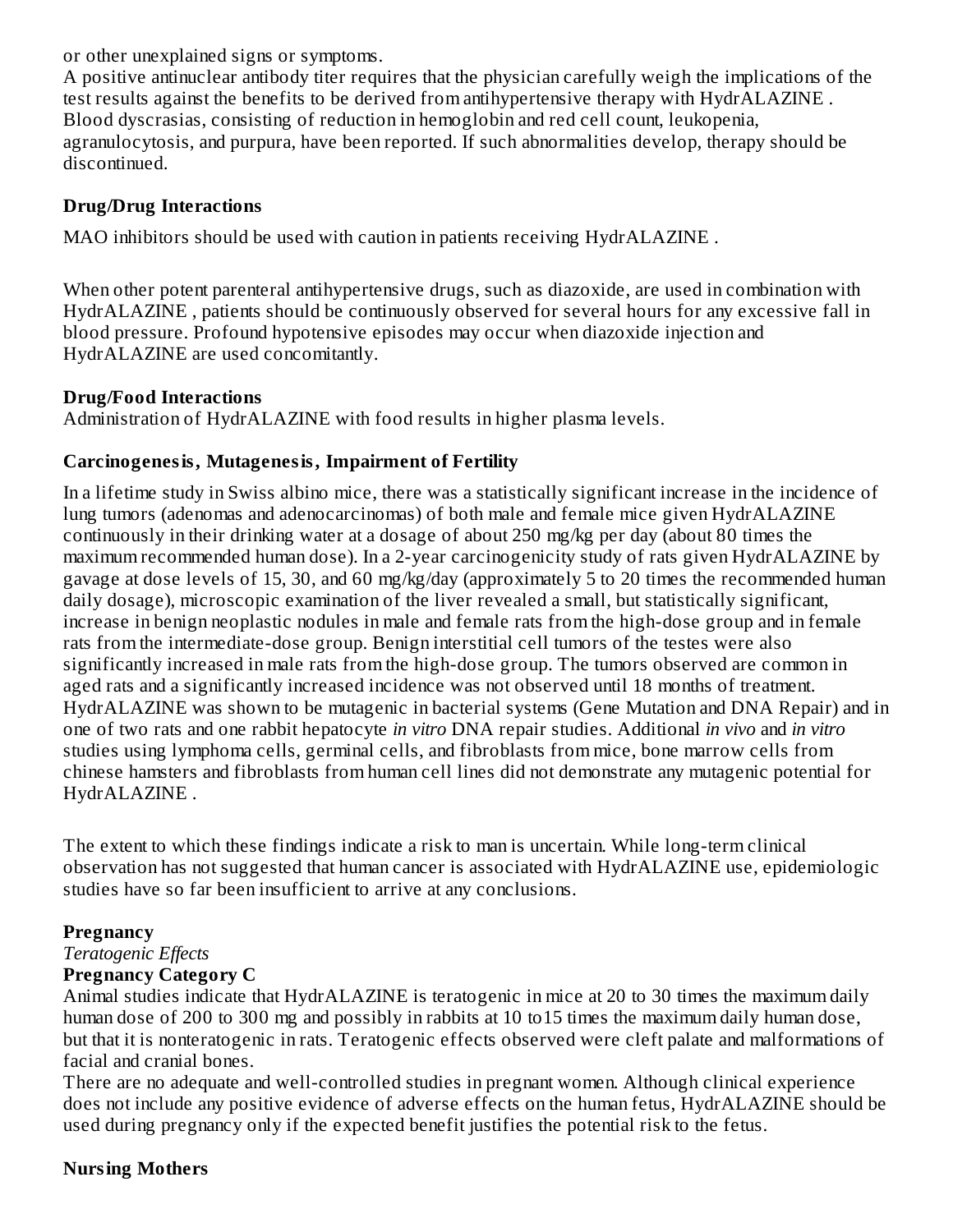or other unexplained signs or symptoms.

A positive antinuclear antibody titer requires that the physician carefully weigh the implications of the test results against the benefits to be derived from antihypertensive therapy with HydrALAZINE .

Blood dyscrasias, consisting of reduction in hemoglobin and red cell count, leukopenia, agranulocytosis, and purpura, have been reported. If such abnormalities develop, therapy should be discontinued.

### Drug/Drug Interactions

MAO inhibitors should be used with caution in patients receiving HydrALAZINE .

When other potent parenteral antihypertensive drugs, such as diazoxide, are used in combination with HydrALAZINE , patients should be continuously observed for several hours for any excessive fall in blood pressure. Profound hypotensive episodes may occur when diazoxide injection and HydrALAZINE are used concomitantly.

### Drug/Food Interactions

Administration of HydrALAZINE with food results in higher plasma levels.

### Carcinogenesis, Mutagenesis, Impairment of Fertility

In a lifetime study in Swiss albino mice, there was a statistically significant increase in the incidence of lung tumors (adenomas and adenocarcinomas) of both male and female mice given HydrALAZINE continuously in their drinking water at a dosage of about 250 mg/kg per day (about 80 times the maximum recommended human dose). In a 2-year carcinogenicity study of rats given HydrALAZINE by gavage at dose levels of 15, 30, and 60 mg/kg/day (approximately 5 to 20 times the recommended human daily dosage), microscopic examination of the liver revealed a small, but statistically significant, increase in benign neoplastic nodules in male and female rats from the high-dose group and in female rats from the intermediate-dose group. Benign interstitial cell tumors of the testes were also significantly increased in male rats from the high-dose group. The tumors observed are common in aged rats and a significantly increased incidence was not observed until 18 months of treatment. HydrALAZINE was shown to be mutagenic in bacterial systems (Gene Mutation and DNA Repair) and in one of two rats and one rabbit hepatocyte *in vitro* DNA repair studies. Additional *in vivo* and *in vitro* studies using lymphoma cells, germinal cells, and fibroblasts from mice, bone marrow cells from chinese hamsters and fibroblasts from human cell lines did not demonstrate any mutagenic potential for HydrALAZINE .

The extent to which these findings indicate a risk to man is uncertain. While long-term clinical observation has not suggested that human cancer is associated with HydrALAZINE use, epidemiologic studies have so far been insufficient to arrive at any conclusions.

### Pregnancy

*Teratogenic Effects*

**Pregnancy Category C**

Animal studies indicate that HydrALAZINE is teratogenic in mice at 20 to 30 times the maximum daily human dose of 200 to 300 mg and possibly in rabbits at 10 to15 times the maximum daily human dose, but that it is nonteratogenic in rats. Teratogenic effects observed were cleft palate and malformations of facial and cranial bones.

There are no adequate and well-controlled studies in pregnant women. Although clinical experience does not include any positive evidence of adverse effects on the human fetus, HydrALAZINE should be used during pregnancy only if the expected benefit justifies the potential risk to the fetus.

### Nursing Mothers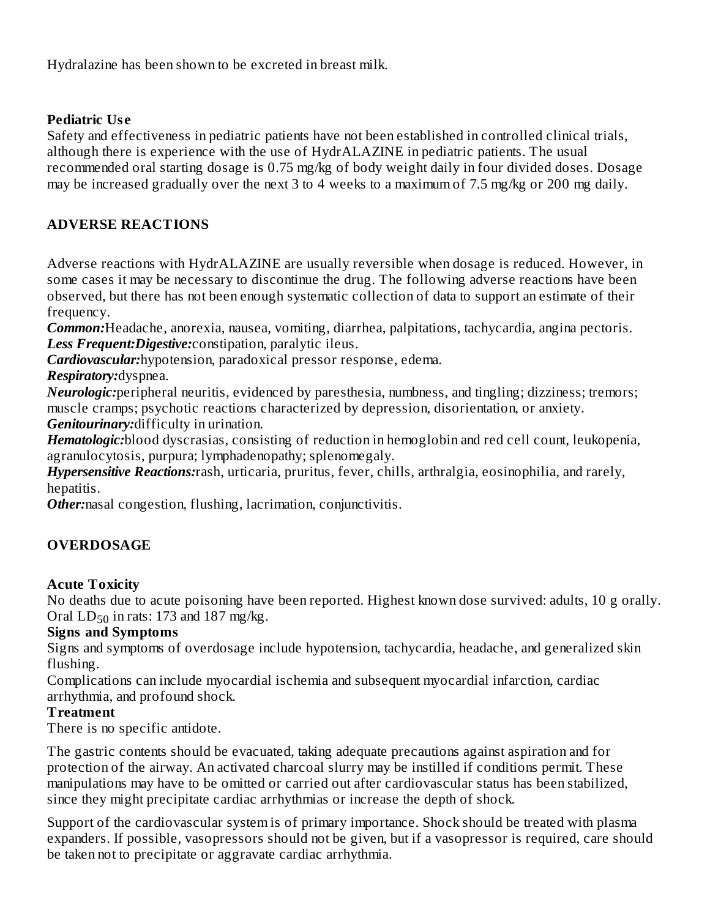Hydralazine has been shown to be excreted in breast milk.

### Pediatric Use

Safety and effectiveness in pediatric patients have not been established in controlled clinical trials, although there is experience with the use of HydrALAZINE in pediatric patients. The usual recommended oral starting dosage is 0.75 mg/kg of body weight daily in four divided doses. Dosage may be increased gradually over the next 3 to 4 weeks to a maximum of 7.5 mg/kg or 200 mg daily.

## ADVERSE REACTIONS

Adverse reactions with HydrALAZINE are usually reversible when dosage is reduced. However, in some cases it may be necessary to discontinue the drug. The following adverse reactions have been observed, but there has not been enough systematic collection of data to support an estimate of their frequency.

***Common:***Headache, anorexia, nausea, vomiting, diarrhea, palpitations, tachycardia, angina pectoris.
***Less Frequent:Digestive:***constipation, paralytic ileus.
***Cardiovascular:***hypotension, paradoxical pressor response, edema.
***Respiratory:***dyspnea.
***Neurologic:***peripheral neuritis, evidenced by paresthesia, numbness, and tingling; dizziness; tremors; muscle cramps; psychotic reactions characterized by depression, disorientation, or anxiety.
***Genitourinary:***difficulty in urination.
***Hematologic:***blood dyscrasias, consisting of reduction in hemoglobin and red cell count, leukopenia, agranulocytosis, purpura; lymphadenopathy; splenomegaly.
***Hypersensitive Reactions:***rash, urticaria, pruritus, fever, chills, arthralgia, eosinophilia, and rarely, hepatitis.
***Other:***nasal congestion, flushing, lacrimation, conjunctivitis.

## OVERDOSAGE

### Acute Toxicity

No deaths due to acute poisoning have been reported. Highest known dose survived: adults, 10 g orally. Oral $LD_{50}$ in rats: 173 and 187 mg/kg.

### Signs and Symptoms

Signs and symptoms of overdosage include hypotension, tachycardia, headache, and generalized skin flushing.

Complications can include myocardial ischemia and subsequent myocardial infarction, cardiac arrhythmia, and profound shock.

### Treatment

There is no specific antidote.

The gastric contents should be evacuated, taking adequate precautions against aspiration and for protection of the airway. An activated charcoal slurry may be instilled if conditions permit. These manipulations may have to be omitted or carried out after cardiovascular status has been stabilized, since they might precipitate cardiac arrhythmias or increase the depth of shock.

Support of the cardiovascular system is of primary importance. Shock should be treated with plasma expanders. If possible, vasopressors should not be given, but if a vasopressor is required, care should be taken not to precipitate or aggravate cardiac arrhythmia.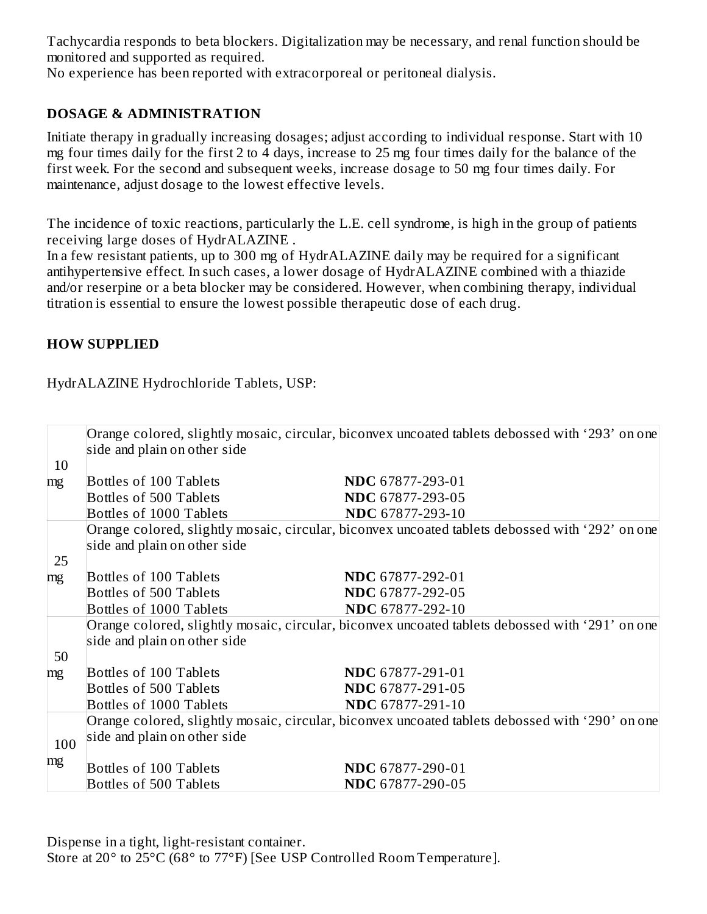Tachycardia responds to beta blockers. Digitalization may be necessary, and renal function should be monitored and supported as required.
No experience has been reported with extracorporeal or peritoneal dialysis.

## DOSAGE & ADMINISTRATION

Initiate therapy in gradually increasing dosages; adjust according to individual response. Start with 10 mg four times daily for the first 2 to 4 days, increase to 25 mg four times daily for the balance of the first week. For the second and subsequent weeks, increase dosage to 50 mg four times daily. For maintenance, adjust dosage to the lowest effective levels.

The incidence of toxic reactions, particularly the L.E. cell syndrome, is high in the group of patients receiving large doses of HydrALAZINE .
In a few resistant patients, up to 300 mg of HydrALAZINE daily may be required for a significant antihypertensive effect. In such cases, a lower dosage of HydrALAZINE combined with a thiazide and/or reserpine or a beta blocker may be considered. However, when combining therapy, individual titration is essential to ensure the lowest possible therapeutic dose of each drug.

## HOW SUPPLIED

HydrALAZINE Hydrochloride Tablets, USP:

| Strength | Description | |
|---|---|---|
| 10 mg | Orange colored, slightly mosaic, circular, biconvex uncoated tablets debossed with '293' on one side and plain on other side | |
| | Bottles of 100 Tablets | **NDC** 67877-293-01 |
| | Bottles of 500 Tablets | **NDC** 67877-293-05 |
| | Bottles of 1000 Tablets | **NDC** 67877-293-10 |
| 25 mg | Orange colored, slightly mosaic, circular, biconvex uncoated tablets debossed with '292' on one side and plain on other side | |
| | Bottles of 100 Tablets | **NDC** 67877-292-01 |
| | Bottles of 500 Tablets | **NDC** 67877-292-05 |
| | Bottles of 1000 Tablets | **NDC** 67877-292-10 |
| 50 mg | Orange colored, slightly mosaic, circular, biconvex uncoated tablets debossed with '291' on one side and plain on other side | |
| | Bottles of 100 Tablets | **NDC** 67877-291-01 |
| | Bottles of 500 Tablets | **NDC** 67877-291-05 |
| | Bottles of 1000 Tablets | **NDC** 67877-291-10 |
| 100 mg | Orange colored, slightly mosaic, circular, biconvex uncoated tablets debossed with '290' on one side and plain on other side | |
| | Bottles of 100 Tablets | **NDC** 67877-290-01 |
| | Bottles of 500 Tablets | **NDC** 67877-290-05 |

Dispense in a tight, light-resistant container.
Store at 20° to 25°C (68° to 77°F) [See USP Controlled Room Temperature].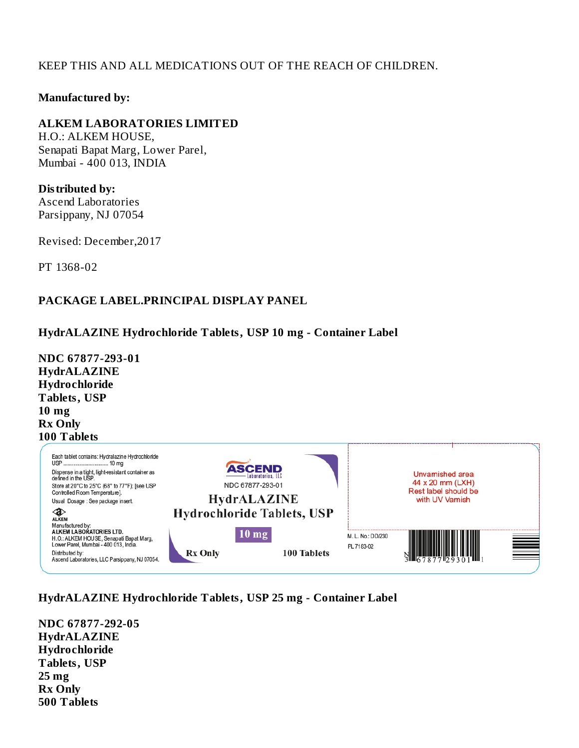KEEP THIS AND ALL MEDICATIONS OUT OF THE REACH OF CHILDREN.

**Manufactured by:**

**ALKEM LABORATORIES LIMITED**
H.O.: ALKEM HOUSE,
Senapati Bapat Marg, Lower Parel,
Mumbai - 400 013, INDIA

**Distributed by:**
Ascend Laboratories
Parsippany, NJ 07054

Revised: December,2017

PT 1368-02

## PACKAGE LABEL.PRINCIPAL DISPLAY PANEL

### HydrALAZINE Hydrochloride Tablets, USP 10 mg - Container Label

**NDC 67877-293-01**
**HydrALAZINE**
**Hydrochloride**
**Tablets, USP**
**10 mg**
**Rx Only**
**100 Tablets**

Each tablet contains: Hydralazine Hydrochloride USP .............................. 10 mg

Dispense in a tight, light-resistant container as defined in the USP.

Store at 20°C to 25°C (68° to 77°F); [see USP Controlled Room Temperature].

Usual Dosage : See package insert.

ALKEM

Manufactured by:
ALKEM LABORATORIES LTD.
H.O.: ALKEM HOUSE, Senapati Bapat Marg, Lower Parel, Mumbai - 400 013, India.

Distributed by:
Ascend Laboratories, LLC Parsippany, NJ 07054.

ASCEND Laboratories, LLC

NDC 67877-293-01

HydrALAZINE
Hydrochloride Tablets, USP

10 mg

Rx Only

100 Tablets

Unvarnished area
44 x 20 mm (LXH)
Rest label should be
with UV Varnish

M. L. No.: DD/230

PL 7183-02

N 3 67877 29301 1

### HydrALAZINE Hydrochloride Tablets, USP 25 mg - Container Label

**NDC 67877-292-05**
**HydrALAZINE**
**Hydrochloride**
**Tablets, USP**
**25 mg**
**Rx Only**
**500 Tablets**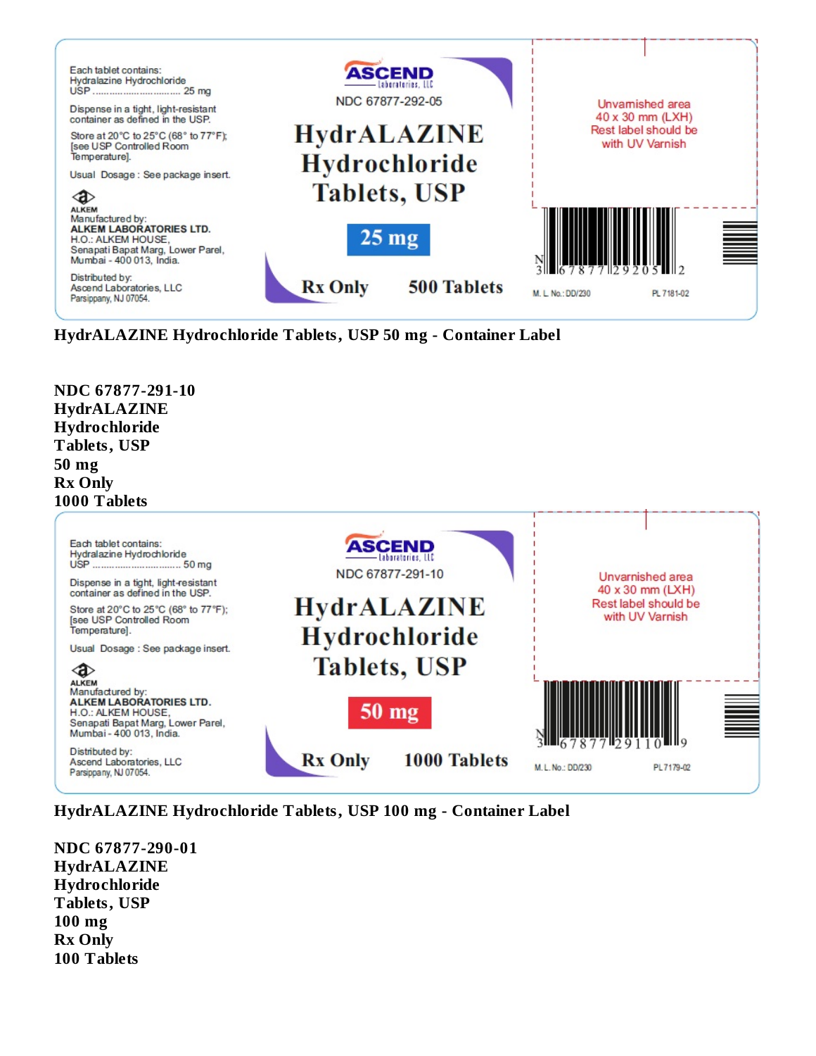Each tablet contains:
Hydralazine Hydrochloride USP .............................. 25 mg

Dispense in a tight, light-resistant container as defined in the USP.

Store at 20°C to 25°C (68° to 77°F); [see USP Controlled Room Temperature].

Usual Dosage : See package insert.

ALKEM
Manufactured by:
**ALKEM LABORATORIES LTD.**
H.O.: ALKEM HOUSE,
Senapati Bapat Marg, Lower Parel,
Mumbai - 400 013, India.

Distributed by:
Ascend Laboratories, LLC
Parsippany, NJ 07054.

ASCEND Laboratories, LLC

NDC 67877-292-05

**HydrALAZINE Hydrochloride Tablets, USP**

**25 mg**

**Rx Only** **500 Tablets**

Unvarnished area 40 x 30 mm (LXH) Rest label should be with UV Varnish

N 3 67877 29205 2

M. L. No.: DD/230 PL 7181-02

**HydrALAZINE Hydrochloride Tablets, USP 50 mg - Container Label**

**NDC 67877-291-10**
**HydrALAZINE**
**Hydrochloride**
**Tablets, USP**
**50 mg**
**Rx Only**
**1000 Tablets**

Each tablet contains:
Hydralazine Hydrochloride USP .............................. 50 mg

Dispense in a tight, light-resistant container as defined in the USP.

Store at 20°C to 25°C (68° to 77°F); [see USP Controlled Room Temperature].

Usual Dosage : See package insert.

ALKEM
Manufactured by:
**ALKEM LABORATORIES LTD.**
H.O.: ALKEM HOUSE,
Senapati Bapat Marg, Lower Parel,
Mumbai - 400 013, India.

Distributed by:
Ascend Laboratories, LLC
Parsippany, NJ 07054.

ASCEND Laboratories, LLC

NDC 67877-291-10

**HydrALAZINE Hydrochloride Tablets, USP**

**50 mg**

**Rx Only** **1000 Tablets**

Unvarnished area 40 x 30 mm (LXH) Rest label should be with UV Varnish

N 3 67877 29110 9

M. L. No.: DD/230 PL 7179-02

**HydrALAZINE Hydrochloride Tablets, USP 100 mg - Container Label**

**NDC 67877-290-01**
**HydrALAZINE**
**Hydrochloride**
**Tablets, USP**
**100 mg**
**Rx Only**
**100 Tablets**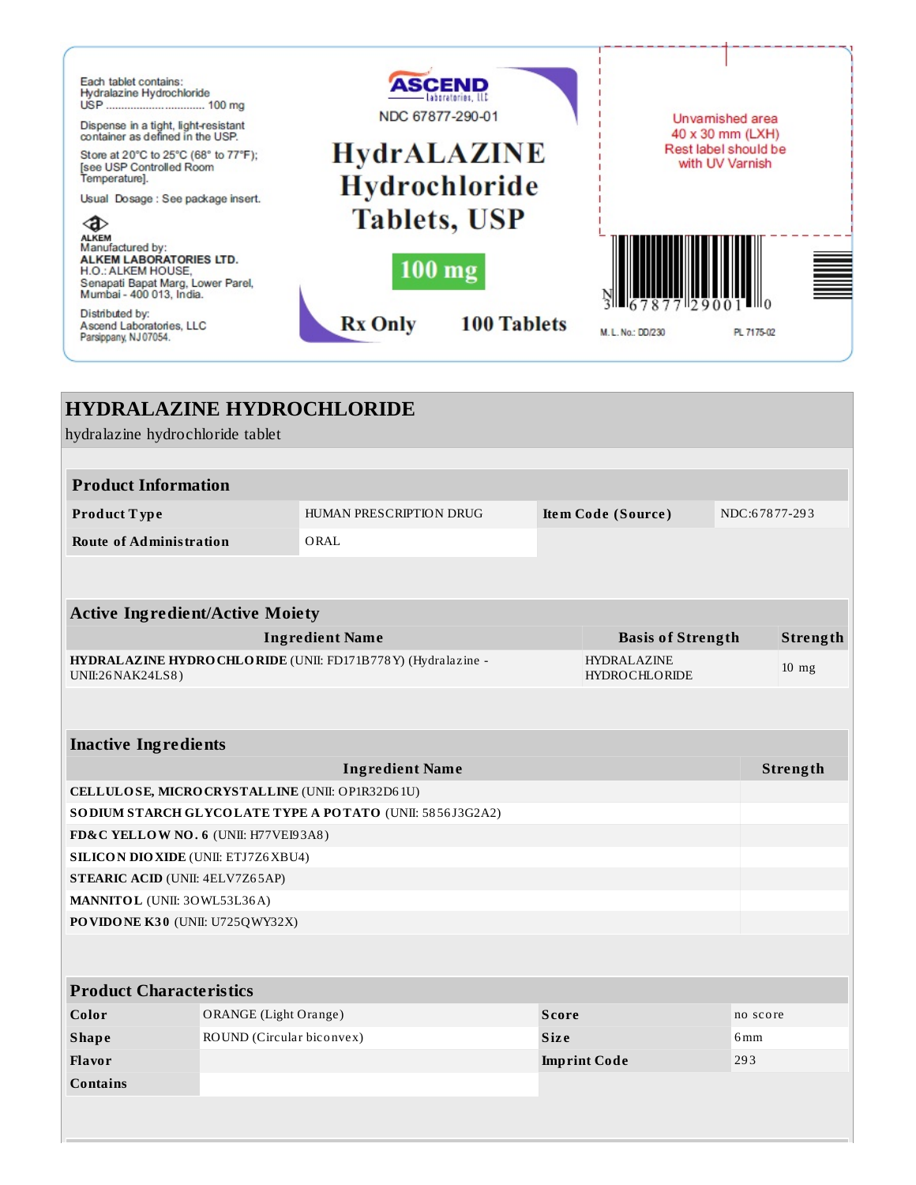Each tablet contains:
Hydralazine Hydrochloride
USP .................................. 100 mg

Dispense in a tight, light-resistant container as defined in the USP.

Store at 20°C to 25°C (68° to 77°F); [see USP Controlled Room Temperature].

Usual Dosage : See package insert.

ALKEM
Manufactured by:
**ALKEM LABORATORIES LTD.**
H.O.: ALKEM HOUSE,
Senapati Bapat Marg, Lower Parel,
Mumbai - 400 013, India.

Distributed by:
Ascend Laboratories, LLC
Parsippany, NJ 07054.

ASCEND Laboratories, LLC

NDC 67877-290-01

**HydrALAZINE Hydrochloride Tablets, USP**

**100 mg**

**Rx Only** **100 Tablets**

Unvarnished area 40 x 30 mm (LXH) Rest label should be with UV Varnish

N 3 67877 29001 0

M. L. No.: DD/230 PL 7175-02

# HYDRALAZINE HYDROCHLORIDE

hydralazine hydrochloride tablet

## Product Information

| Product Type | HUMAN PRESCRIPTION DRUG | Item Code (Source) | NDC:67877-293 |
|---|---|---|---|
| Route of Administration | ORAL | | |

## Active Ingredient/Active Moiety

| Ingredient Name | Basis of Strength | Strength |
|---|---|---|
| **HYDRALAZINE HYDROCHLORIDE** (UNII: FD171B778Y) (Hydralazine - UNII:26NAK24LS8) | HYDRALAZINE HYDROCHLORIDE | 10 mg |

## Inactive Ingredients

| Ingredient Name | Strength |
|---|---|
| **CELLULOSE, MICROCRYSTALLINE** (UNII: OP1R32D61U) | |
| **SODIUM STARCH GLYCOLATE TYPE A POTATO** (UNII: 5856J3G2A2) | |
| **FD&C YELLOW NO. 6** (UNII: H77VEI93A8) | |
| **SILICON DIOXIDE** (UNII: ETJ7Z6XBU4) | |
| **STEARIC ACID** (UNII: 4ELV7Z65AP) | |
| **MANNITOL** (UNII: 3OWL53L36A) | |
| **POVIDONE K30** (UNII: U725QWY32X) | |

## Product Characteristics

| Color | ORANGE (Light Orange) | Score | no score |
|---|---|---|---|
| Shape | ROUND (Circular biconvex) | Size | 6mm |
| Flavor | | Imprint Code | 293 |
| Contains | | | |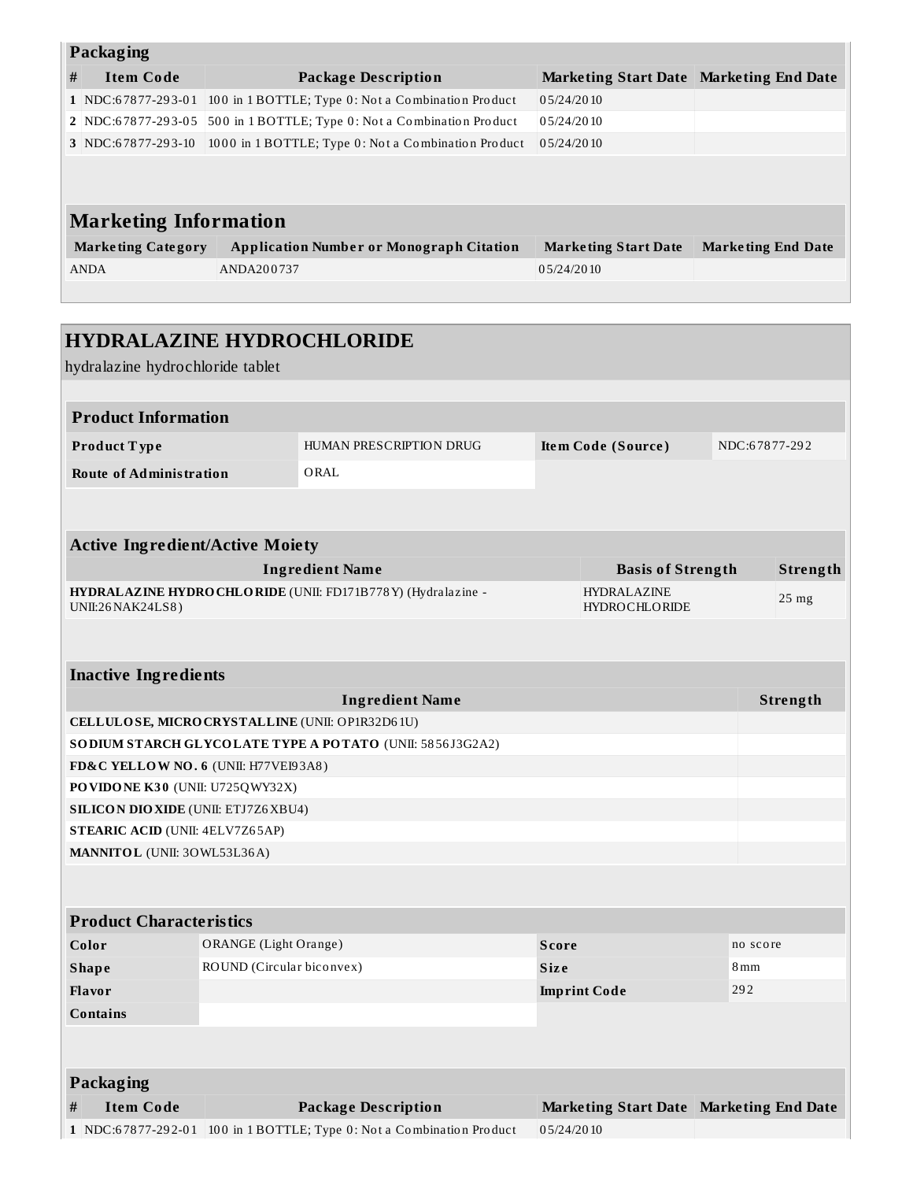### Packaging

| # | Item Code | Package Description | Marketing Start Date | Marketing End Date |
|---|---|---|---|---|
| 1 | NDC:67877-293-01 | 100 in 1 BOTTLE; Type 0: Not a Combination Product | 05/24/2010 | |
| 2 | NDC:67877-293-05 | 500 in 1 BOTTLE; Type 0: Not a Combination Product | 05/24/2010 | |
| 3 | NDC:67877-293-10 | 1000 in 1 BOTTLE; Type 0: Not a Combination Product | 05/24/2010 | |

### Marketing Information

| Marketing Category | Application Number or Monograph Citation | Marketing Start Date | Marketing End Date |
|---|---|---|---|
| ANDA | ANDA200737 | 05/24/2010 | |

## HYDRALAZINE HYDROCHLORIDE

hydralazine hydrochloride tablet

### Product Information

| | | | |
|---|---|---|---|
| **Product Type** | HUMAN PRESCRIPTION DRUG | **Item Code (Source)** | NDC:67877-292 |
| **Route of Administration** | ORAL | | |

### Active Ingredient/Active Moiety

| Ingredient Name | Basis of Strength | Strength |
|---|---|---|
| **HYDRALAZINE HYDROCHLORIDE** (UNII: FD171B778Y) (Hydralazine - UNII:26NAK24LS8) | HYDRALAZINE HYDROCHLORIDE | 25 mg |

### Inactive Ingredients

| Ingredient Name | Strength |
|---|---|
| **CELLULOSE, MICROCRYSTALLINE** (UNII: OP1R32D61U) | |
| **SODIUM STARCH GLYCOLATE TYPE A POTATO** (UNII: 5856J3G2A2) | |
| **FD&C YELLOW NO. 6** (UNII: H77VEI93A8) | |
| **POVIDONE K30** (UNII: U725QWY32X) | |
| **SILICON DIOXIDE** (UNII: ETJ7Z6XBU4) | |
| **STEARIC ACID** (UNII: 4ELV7Z65AP) | |
| **MANNITOL** (UNII: 3OWL53L36A) | |

### Product Characteristics

| | | | |
|---|---|---|---|
| **Color** | ORANGE (Light Orange) | **Score** | no score |
| **Shape** | ROUND (Circular biconvex) | **Size** | 8mm |
| **Flavor** | | **Imprint Code** | 292 |
| **Contains** | | | |

### Packaging

| # | Item Code | Package Description | Marketing Start Date | Marketing End Date |
|---|---|---|---|---|
| 1 | NDC:67877-292-01 | 100 in 1 BOTTLE; Type 0: Not a Combination Product | 05/24/2010 | |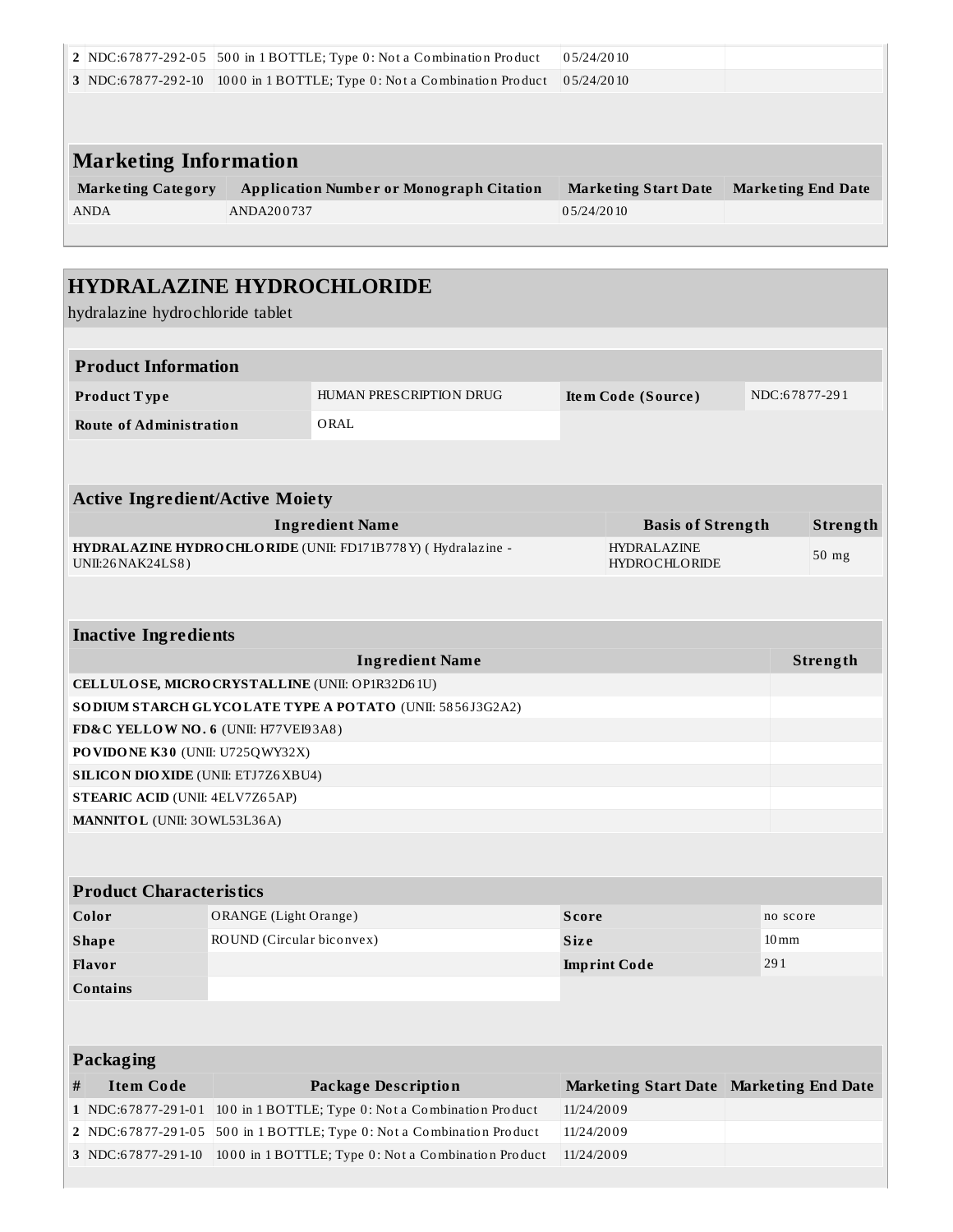| | | | | |
|---|---|---|---|---|
| 2 | NDC:67877-292-05 | 500 in 1 BOTTLE; Type 0: Not a Combination Product | 05/24/2010 | |
| 3 | NDC:67877-292-10 | 1000 in 1 BOTTLE; Type 0: Not a Combination Product | 05/24/2010 | |

## Marketing Information

| Marketing Category | Application Number or Monograph Citation | Marketing Start Date | Marketing End Date |
|---|---|---|---|
| ANDA | ANDA200737 | 05/24/2010 | |

# HYDRALAZINE HYDROCHLORIDE

hydralazine hydrochloride tablet

## Product Information

| | | | |
|---|---|---|---|
| **Product Type** | HUMAN PRESCRIPTION DRUG | **Item Code (Source)** | NDC:67877-291 |
| **Route of Administration** | ORAL | | |

## Active Ingredient/Active Moiety

| Ingredient Name | Basis of Strength | Strength |
|---|---|---|
| **HYDRALAZINE HYDROCHLORIDE** (UNII: FD171B778Y) ( Hydralazine - UNII:26NAK24LS8) | HYDRALAZINE HYDROCHLORIDE | 50 mg |

## Inactive Ingredients

| Ingredient Name | Strength |
|---|---|
| **CELLULOSE, MICROCRYSTALLINE** (UNII: OP1R32D61U) | |
| **SODIUM STARCH GLYCOLATE TYPE A POTATO** (UNII: 5856J3G2A2) | |
| **FD&C YELLOW NO. 6** (UNII: H77VEI93A8) | |
| **POVIDONE K30** (UNII: U725QWY32X) | |
| **SILICON DIOXIDE** (UNII: ETJ7Z6XBU4) | |
| **STEARIC ACID** (UNII: 4ELV7Z65AP) | |
| **MANNITOL** (UNII: 3OWL53L36A) | |

## Product Characteristics

| | | | |
|---|---|---|---|
| **Color** | ORANGE (Light Orange) | **Score** | no score |
| **Shape** | ROUND (Circular biconvex) | **Size** | 10mm |
| **Flavor** | | **Imprint Code** | 291 |
| **Contains** | | | |

## Packaging

| # | Item Code | Package Description | Marketing Start Date | Marketing End Date |
|---|---|---|---|---|
| 1 | NDC:67877-291-01 | 100 in 1 BOTTLE; Type 0: Not a Combination Product | 11/24/2009 | |
| 2 | NDC:67877-291-05 | 500 in 1 BOTTLE; Type 0: Not a Combination Product | 11/24/2009 | |
| 3 | NDC:67877-291-10 | 1000 in 1 BOTTLE; Type 0: Not a Combination Product | 11/24/2009 | |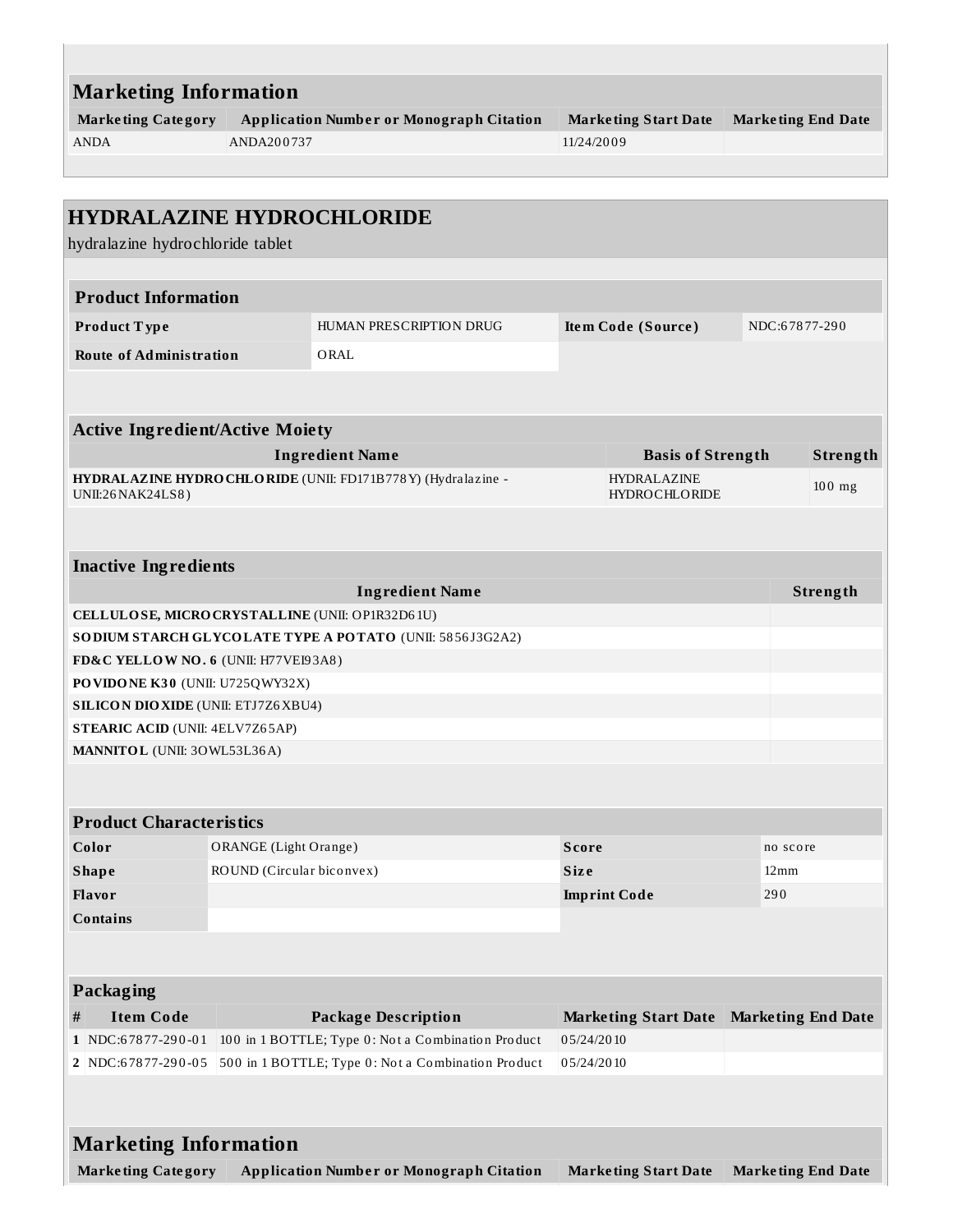## Marketing Information

| Marketing Category | Application Number or Monograph Citation | Marketing Start Date | Marketing End Date |
|---|---|---|---|
| ANDA | ANDA200737 | 11/24/2009 | |

## HYDRALAZINE HYDROCHLORIDE

hydralazine hydrochloride tablet

### Product Information

| Product Type | HUMAN PRESCRIPTION DRUG | Item Code (Source) | NDC:67877-290 |
|---|---|---|---|
| Route of Administration | ORAL | | |

### Active Ingredient/Active Moiety

| Ingredient Name | Basis of Strength | Strength |
|---|---|---|
| **HYDRALAZINE HYDROCHLORIDE** (UNII: FD171B778Y) (Hydralazine - UNII:26NAK24LS8) | HYDRALAZINE HYDROCHLORIDE | 100 mg |

### Inactive Ingredients

| Ingredient Name | Strength |
|---|---|
| **CELLULOSE, MICROCRYSTALLINE** (UNII: OP1R32D61U) | |
| **SODIUM STARCH GLYCOLATE TYPE A POTATO** (UNII: 5856J3G2A2) | |
| **FD&C YELLOW NO. 6** (UNII: H77VEI93A8) | |
| **POVIDONE K30** (UNII: U725QWY32X) | |
| **SILICON DIOXIDE** (UNII: ETJ7Z6XBU4) | |
| **STEARIC ACID** (UNII: 4ELV7Z65AP) | |
| **MANNITOL** (UNII: 3OWL53L36A) | |

### Product Characteristics

| Color | ORANGE (Light Orange) | Score | no score |
|---|---|---|---|
| Shape | ROUND (Circular biconvex) | Size | 12mm |
| Flavor | | Imprint Code | 290 |
| Contains | | | |

### Packaging

| # | Item Code | Package Description | Marketing Start Date | Marketing End Date |
|---|---|---|---|---|
| 1 | NDC:67877-290-01 | 100 in 1 BOTTLE; Type 0: Not a Combination Product | 05/24/2010 | |
| 2 | NDC:67877-290-05 | 500 in 1 BOTTLE; Type 0: Not a Combination Product | 05/24/2010 | |

### Marketing Information

| Marketing Category | Application Number or Monograph Citation | Marketing Start Date | Marketing End Date |
|---|---|---|---|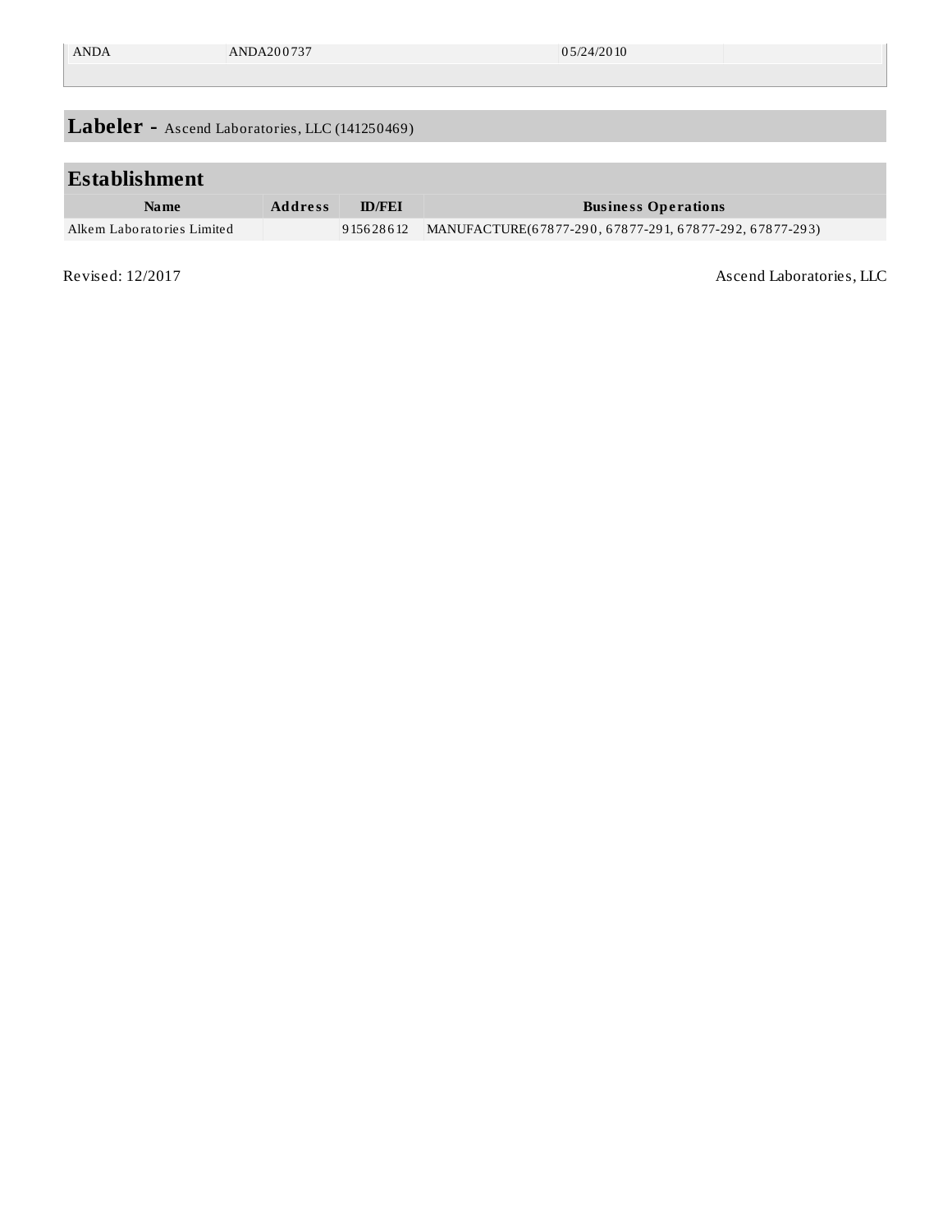| | | | |
|---|---|---|---|
| ANDA | ANDA200737 | 05/24/2010 | |

## Labeler - Ascend Laboratories, LLC (141250469)

## Establishment

| Name | Address | ID/FEI | Business Operations |
|---|---|---|---|
| Alkem Laboratories Limited | | 915628612 | MANUFACTURE(67877-290, 67877-291, 67877-292, 67877-293) |

Revised: 12/2017

Ascend Laboratories, LLC